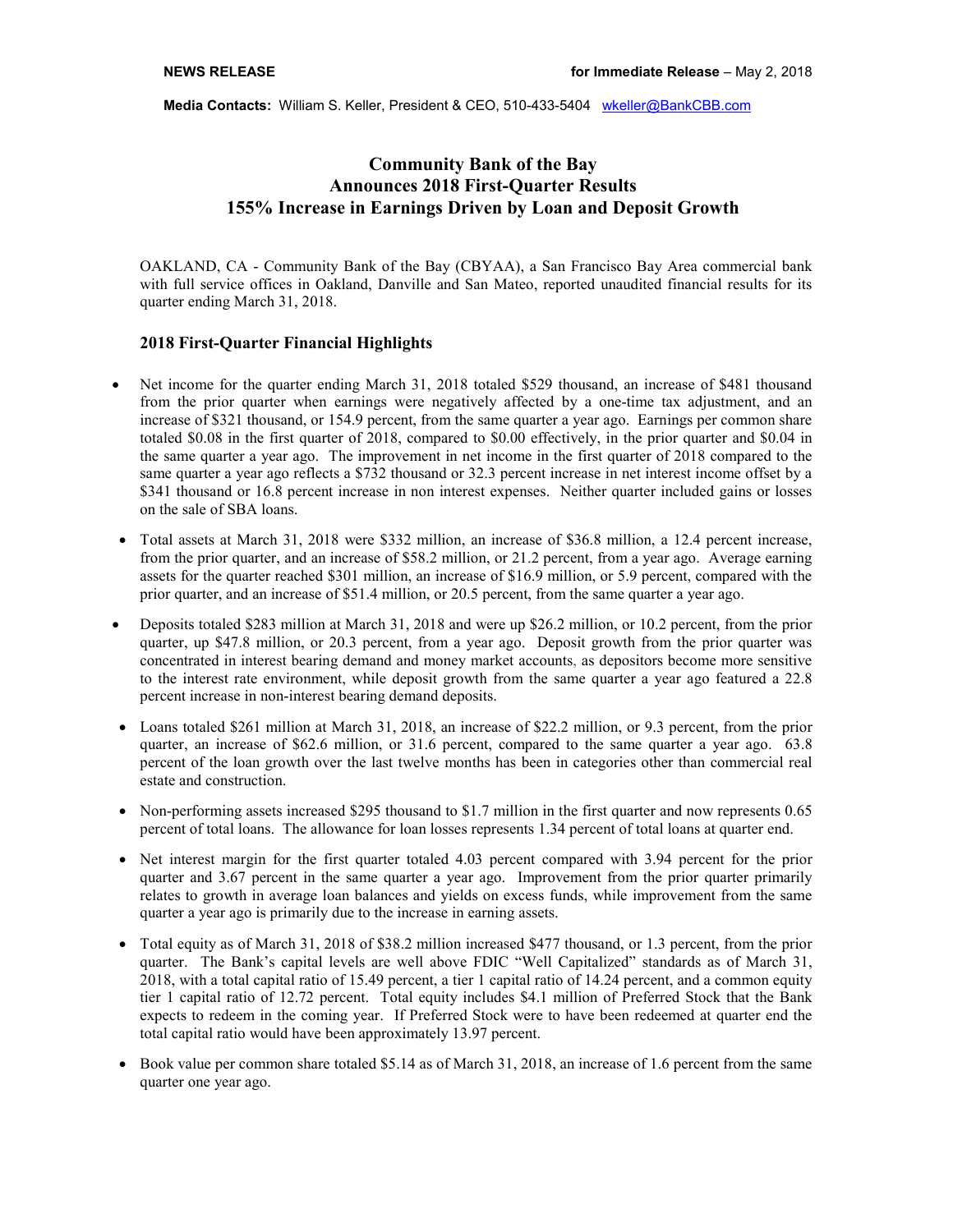**NEWS RELEASE** **for Immediate Release** – May 2, 2018

**Media Contacts:** William S. Keller, President & CEO, 510-433-5404 wkeller@BankCBB.com

# Community Bank of the Bay Announces 2018 First-Quarter Results 155% Increase in Earnings Driven by Loan and Deposit Growth

OAKLAND, CA - Community Bank of the Bay (CBYAA), a San Francisco Bay Area commercial bank with full service offices in Oakland, Danville and San Mateo, reported unaudited financial results for its quarter ending March 31, 2018.

## 2018 First-Quarter Financial Highlights

- Net income for the quarter ending March 31, 2018 totaled $529 thousand, an increase of $481 thousand from the prior quarter when earnings were negatively affected by a one-time tax adjustment, and an increase of $321 thousand, or 154.9 percent, from the same quarter a year ago. Earnings per common share totaled $0.08 in the first quarter of 2018, compared to $0.00 effectively, in the prior quarter and $0.04 in the same quarter a year ago. The improvement in net income in the first quarter of 2018 compared to the same quarter a year ago reflects a $732 thousand or 32.3 percent increase in net interest income offset by a $341 thousand or 16.8 percent increase in non interest expenses. Neither quarter included gains or losses on the sale of SBA loans.
- Total assets at March 31, 2018 were $332 million, an increase of $36.8 million, a 12.4 percent increase, from the prior quarter, and an increase of $58.2 million, or 21.2 percent, from a year ago. Average earning assets for the quarter reached $301 million, an increase of $16.9 million, or 5.9 percent, compared with the prior quarter, and an increase of $51.4 million, or 20.5 percent, from the same quarter a year ago.
- Deposits totaled $283 million at March 31, 2018 and were up $26.2 million, or 10.2 percent, from the prior quarter, up $47.8 million, or 20.3 percent, from a year ago. Deposit growth from the prior quarter was concentrated in interest bearing demand and money market accounts, as depositors become more sensitive to the interest rate environment, while deposit growth from the same quarter a year ago featured a 22.8 percent increase in non-interest bearing demand deposits.
- Loans totaled $261 million at March 31, 2018, an increase of $22.2 million, or 9.3 percent, from the prior quarter, an increase of $62.6 million, or 31.6 percent, compared to the same quarter a year ago. 63.8 percent of the loan growth over the last twelve months has been in categories other than commercial real estate and construction.
- Non-performing assets increased $295 thousand to $1.7 million in the first quarter and now represents 0.65 percent of total loans. The allowance for loan losses represents 1.34 percent of total loans at quarter end.
- Net interest margin for the first quarter totaled 4.03 percent compared with 3.94 percent for the prior quarter and 3.67 percent in the same quarter a year ago. Improvement from the prior quarter primarily relates to growth in average loan balances and yields on excess funds, while improvement from the same quarter a year ago is primarily due to the increase in earning assets.
- Total equity as of March 31, 2018 of $38.2 million increased $477 thousand, or 1.3 percent, from the prior quarter. The Bank's capital levels are well above FDIC "Well Capitalized" standards as of March 31, 2018, with a total capital ratio of 15.49 percent, a tier 1 capital ratio of 14.24 percent, and a common equity tier 1 capital ratio of 12.72 percent. Total equity includes $4.1 million of Preferred Stock that the Bank expects to redeem in the coming year. If Preferred Stock were to have been redeemed at quarter end the total capital ratio would have been approximately 13.97 percent.
- Book value per common share totaled $5.14 as of March 31, 2018, an increase of 1.6 percent from the same quarter one year ago.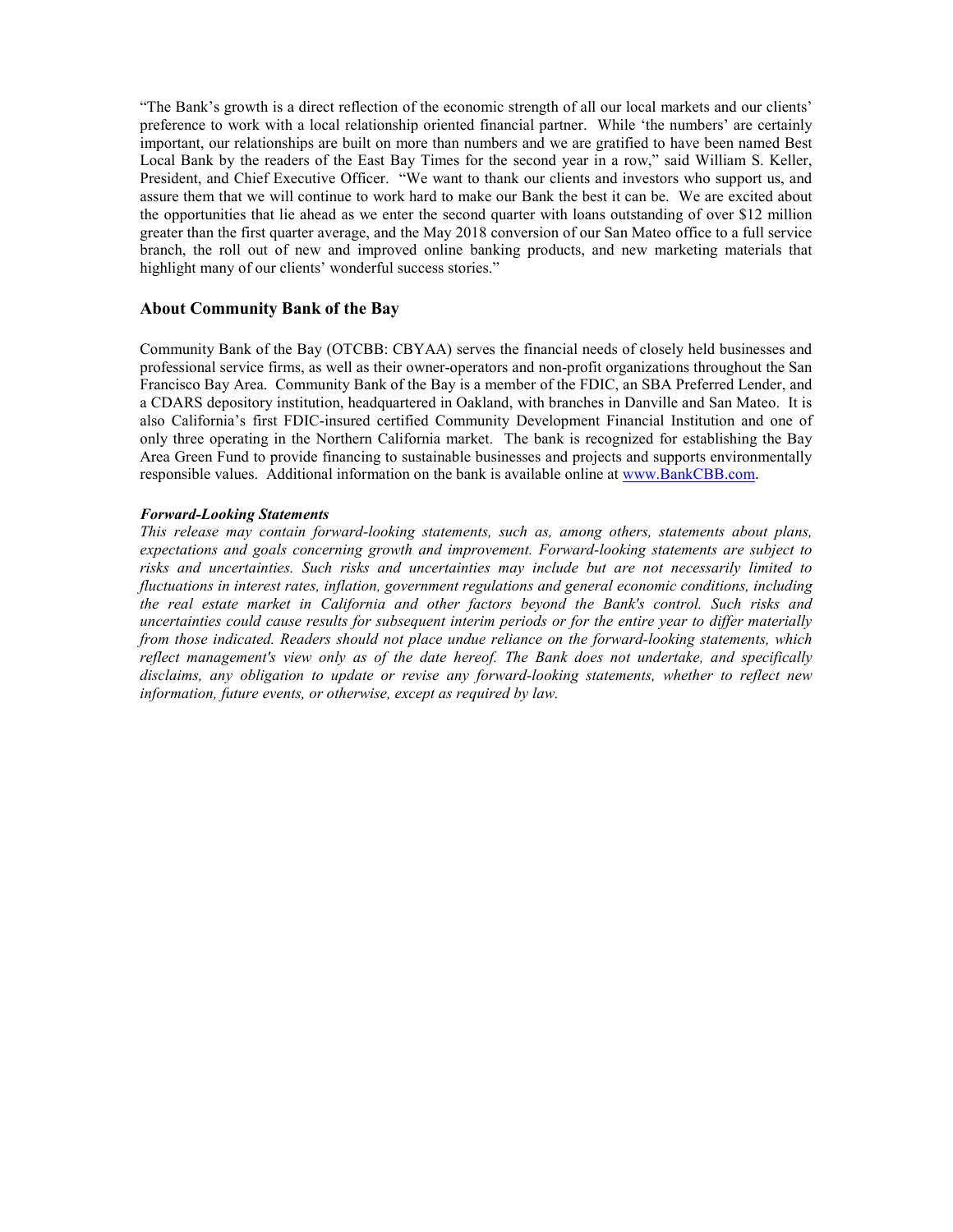"The Bank's growth is a direct reflection of the economic strength of all our local markets and our clients' preference to work with a local relationship oriented financial partner. While 'the numbers' are certainly important, our relationships are built on more than numbers and we are gratified to have been named Best Local Bank by the readers of the East Bay Times for the second year in a row," said William S. Keller, President, and Chief Executive Officer. "We want to thank our clients and investors who support us, and assure them that we will continue to work hard to make our Bank the best it can be. We are excited about the opportunities that lie ahead as we enter the second quarter with loans outstanding of over $12 million greater than the first quarter average, and the May 2018 conversion of our San Mateo office to a full service branch, the roll out of new and improved online banking products, and new marketing materials that highlight many of our clients' wonderful success stories."

## About Community Bank of the Bay

Community Bank of the Bay (OTCBB: CBYAA) serves the financial needs of closely held businesses and professional service firms, as well as their owner-operators and non-profit organizations throughout the San Francisco Bay Area. Community Bank of the Bay is a member of the FDIC, an SBA Preferred Lender, and a CDARS depository institution, headquartered in Oakland, with branches in Danville and San Mateo. It is also California's first FDIC-insured certified Community Development Financial Institution and one of only three operating in the Northern California market. The bank is recognized for establishing the Bay Area Green Fund to provide financing to sustainable businesses and projects and supports environmentally responsible values. Additional information on the bank is available online at www.BankCBB.com.

***Forward-Looking Statements***

*This release may contain forward-looking statements, such as, among others, statements about plans, expectations and goals concerning growth and improvement. Forward-looking statements are subject to risks and uncertainties. Such risks and uncertainties may include but are not necessarily limited to fluctuations in interest rates, inflation, government regulations and general economic conditions, including the real estate market in California and other factors beyond the Bank's control. Such risks and uncertainties could cause results for subsequent interim periods or for the entire year to differ materially from those indicated. Readers should not place undue reliance on the forward-looking statements, which reflect management's view only as of the date hereof. The Bank does not undertake, and specifically disclaims, any obligation to update or revise any forward-looking statements, whether to reflect new information, future events, or otherwise, except as required by law.*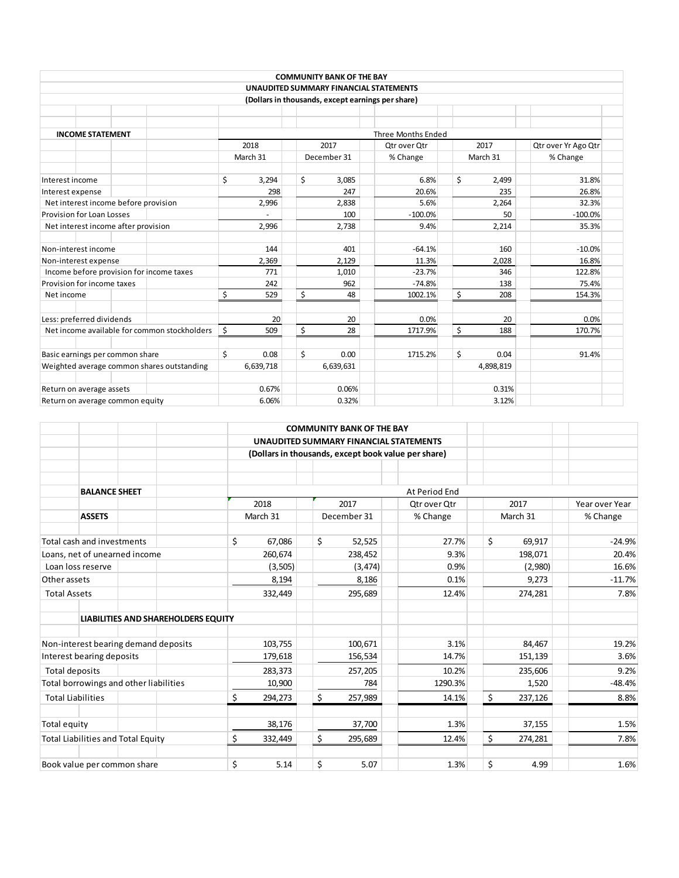**COMMUNITY BANK OF THE BAY**
**UNAUDITED SUMMARY FINANCIAL STATEMENTS**
**(Dollars in thousands, except earnings per share)**

| **INCOME STATEMENT** | Three Months Ended | | | | |
|---|---|---|---|---|---|
| | 2018 | 2017 | Qtr over Qtr | 2017 | Qtr over Yr Ago Qtr |
| | March 31 | December 31 | % Change | March 31 | % Change |
| Interest income | $ 3,294 | $ 3,085 | 6.8% | $ 2,499 | 31.8% |
| Interest expense | 298 | 247 | 20.6% | 235 | 26.8% |
| Net interest income before provision | 2,996 | 2,838 | 5.6% | 2,264 | 32.3% |
| Provision for Loan Losses | - | 100 | -100.0% | 50 | -100.0% |
| Net interest income after provision | 2,996 | 2,738 | 9.4% | 2,214 | 35.3% |
| | | | | | |
| Non-interest income | 144 | 401 | -64.1% | 160 | -10.0% |
| Non-interest expense | 2,369 | 2,129 | 11.3% | 2,028 | 16.8% |
| Income before provision for income taxes | 771 | 1,010 | -23.7% | 346 | 122.8% |
| Provision for income taxes | 242 | 962 | -74.8% | 138 | 75.4% |
| Net income | $ 529 | $ 48 | 1002.1% | $ 208 | 154.3% |
| | | | | | |
| Less: preferred dividends | 20 | 20 | 0.0% | 20 | 0.0% |
| Net income available for common stockholders | $ 509 | $ 28 | 1717.9% | $ 188 | 170.7% |
| | | | | | |
| Basic earnings per common share | $ 0.08 | $ 0.00 | 1715.2% | $ 0.04 | 91.4% |
| Weighted average common shares outstanding | 6,639,718 | 6,639,631 | | 4,898,819 | |
| | | | | | |
| Return on average assets | 0.67% | 0.06% | | 0.31% | |
| Return on average common equity | 6.06% | 0.32% | | 3.12% | |

**COMMUNITY BANK OF THE BAY**
**UNAUDITED SUMMARY FINANCIAL STATEMENTS**
**(Dollars in thousands, except book value per share)**

| **BALANCE SHEET** | At Period End | | | | |
|---|---|---|---|---|---|
| | 2018 | 2017 | Qtr over Qtr | 2017 | Year over Year |
| **ASSETS** | March 31 | December 31 | % Change | March 31 | % Change |
| Total cash and investments | $ 67,086 | $ 52,525 | 27.7% | $ 69,917 | -24.9% |
| Loans, net of unearned income | 260,674 | 238,452 | 9.3% | 198,071 | 20.4% |
| Loan loss reserve | (3,505) | (3,474) | 0.9% | (2,980) | 16.6% |
| Other assets | 8,194 | 8,186 | 0.1% | 9,273 | -11.7% |
| Total Assets | 332,449 | 295,689 | 12.4% | 274,281 | 7.8% |
| | | | | | |
| **LIABILITIES AND SHAREHOLDERS EQUITY** | | | | | |
| | | | | | |
| Non-interest bearing demand deposits | 103,755 | 100,671 | 3.1% | 84,467 | 19.2% |
| Interest bearing deposits | 179,618 | 156,534 | 14.7% | 151,139 | 3.6% |
| Total deposits | 283,373 | 257,205 | 10.2% | 235,606 | 9.2% |
| Total borrowings and other liabilities | 10,900 | 784 | 1290.3% | 1,520 | -48.4% |
| Total Liabilities | $ 294,273 | $ 257,989 | 14.1% | $ 237,126 | 8.8% |
| | | | | | |
| Total equity | 38,176 | 37,700 | 1.3% | 37,155 | 1.5% |
| Total Liabilities and Total Equity | $ 332,449 | $ 295,689 | 12.4% | $ 274,281 | 7.8% |
| | | | | | |
| Book value per common share | $ 5.14 | $ 5.07 | 1.3% | $ 4.99 | 1.6% |